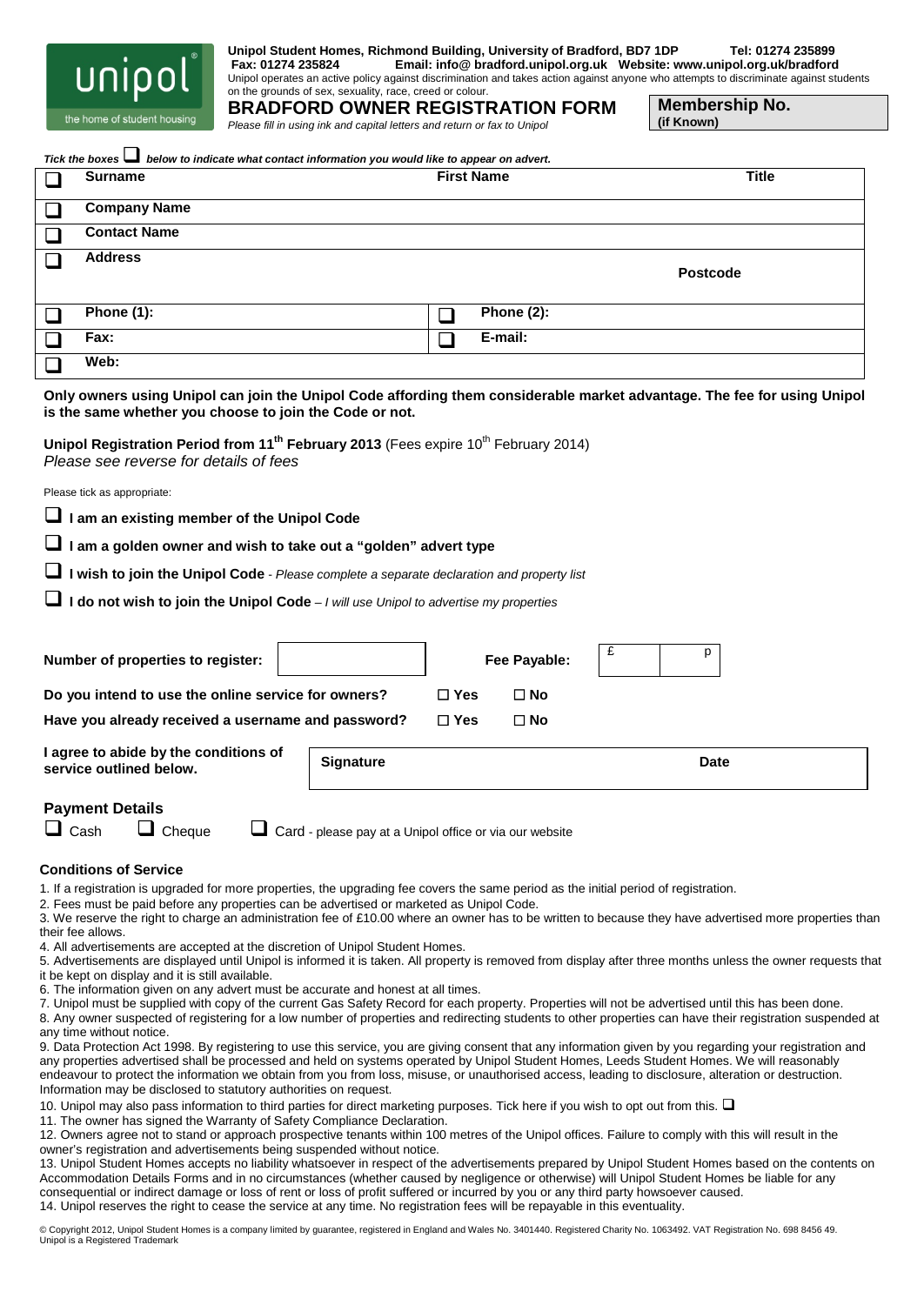unipol
the home of student housing

**Unipol Student Homes, Richmond Building, University of Bradford, BD7 1DP Tel: 01274 235899**
**Fax: 01274 235824 Email: info@ bradford.unipol.org.uk Website: www.unipol.org.uk/bradford**
Unipol operates an active policy against discrimination and takes action against anyone who attempts to discriminate against students on the grounds of sex, sexuality, race, creed or colour.

# BRADFORD OWNER REGISTRATION FORM

*Please fill in using ink and capital letters and return or fax to Unipol*

**Membership No. (if Known)**

***Tick the boxes ❑ below to indicate what contact information you would like to appear on advert.***

| ❑ | **Surname** | **First Name** | **Title** |
|---|---|---|---|
| ❑ | **Company Name** | | |
| ❑ | **Contact Name** | | |
| ❑ | **Address** | | **Postcode** |
| ❑ | **Phone (1):** | ❑ **Phone (2):** | |
| ❑ | **Fax:** | ❑ **E-mail:** | |
| ❑ | **Web:** | | |

**Only owners using Unipol can join the Unipol Code affording them considerable market advantage. The fee for using Unipol is the same whether you choose to join the Code or not.**

**Unipol Registration Period from 11th February 2013** (Fees expire 10th February 2014)
*Please see reverse for details of fees*

Please tick as appropriate:

❑ **I am an existing member of the Unipol Code**

❑ **I am a golden owner and wish to take out a "golden" advert type**

❑ **I wish to join the Unipol Code** - *Please complete a separate declaration and property list*

❑ **I do not wish to join the Unipol Code** – *I will use Unipol to advertise my properties*

**Number of properties to register:** &nbsp;&nbsp; **Fee Payable:** £ &nbsp;&nbsp; p

**Do you intend to use the online service for owners?** ☐ **Yes** ☐ **No**

**Have you already received a username and password?** ☐ **Yes** ☐ **No**

**I agree to abide by the conditions of service outlined below.** &nbsp;&nbsp; **Signature** &nbsp;&nbsp; **Date**

## Payment Details

❑ Cash &nbsp;&nbsp; ❑ Cheque &nbsp;&nbsp; ❑ Card - please pay at a Unipol office or via our website

### Conditions of Service

1. If a registration is upgraded for more properties, the upgrading fee covers the same period as the initial period of registration.
2. Fees must be paid before any properties can be advertised or marketed as Unipol Code.
3. We reserve the right to charge an administration fee of £10.00 where an owner has to be written to because they have advertised more properties than their fee allows.
4. All advertisements are accepted at the discretion of Unipol Student Homes.
5. Advertisements are displayed until Unipol is informed it is taken. All property is removed from display after three months unless the owner requests that it be kept on display and it is still available.
6. The information given on any advert must be accurate and honest at all times.
7. Unipol must be supplied with copy of the current Gas Safety Record for each property. Properties will not be advertised until this has been done.
8. Any owner suspected of registering for a low number of properties and redirecting students to other properties can have their registration suspended at any time without notice.
9. Data Protection Act 1998. By registering to use this service, you are giving consent that any information given by you regarding your registration and any properties advertised shall be processed and held on systems operated by Unipol Student Homes, Leeds Student Homes. We will reasonably endeavour to protect the information we obtain from you from loss, misuse, or unauthorised access, leading to disclosure, alteration or destruction. Information may be disclosed to statutory authorities on request.
10. Unipol may also pass information to third parties for direct marketing purposes. Tick here if you wish to opt out from this. ❑
11. The owner has signed the Warranty of Safety Compliance Declaration.
12. Owners agree not to stand or approach prospective tenants within 100 metres of the Unipol offices. Failure to comply with this will result in the owner's registration and advertisements being suspended without notice.
13. Unipol Student Homes accepts no liability whatsoever in respect of the advertisements prepared by Unipol Student Homes based on the contents on Accommodation Details Forms and in no circumstances (whether caused by negligence or otherwise) will Unipol Student Homes be liable for any consequential or indirect damage or loss of rent or loss of profit suffered or incurred by you or any third party howsoever caused.
14. Unipol reserves the right to cease the service at any time. No registration fees will be repayable in this eventuality.

© Copyright 2012, Unipol Student Homes is a company limited by guarantee, registered in England and Wales No. 3401440. Registered Charity No. 1063492. VAT Registration No. 698 8456 49. Unipol is a Registered Trademark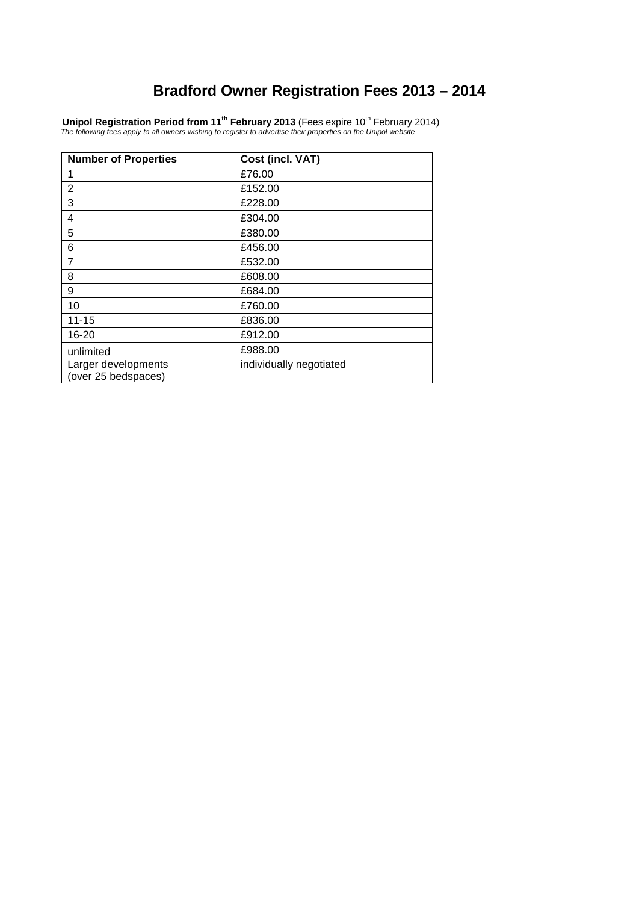# Bradford Owner Registration Fees 2013 – 2014

**Unipol Registration Period from 11th February 2013** (Fees expire 10th February 2014)

*The following fees apply to all owners wishing to register to advertise their properties on the Unipol website*

| Number of Properties | Cost (incl. VAT) |
|---|---|
| 1 | £76.00 |
| 2 | £152.00 |
| 3 | £228.00 |
| 4 | £304.00 |
| 5 | £380.00 |
| 6 | £456.00 |
| 7 | £532.00 |
| 8 | £608.00 |
| 9 | £684.00 |
| 10 | £760.00 |
| 11-15 | £836.00 |
| 16-20 | £912.00 |
| unlimited | £988.00 |
| Larger developments (over 25 bedspaces) | individually negotiated |